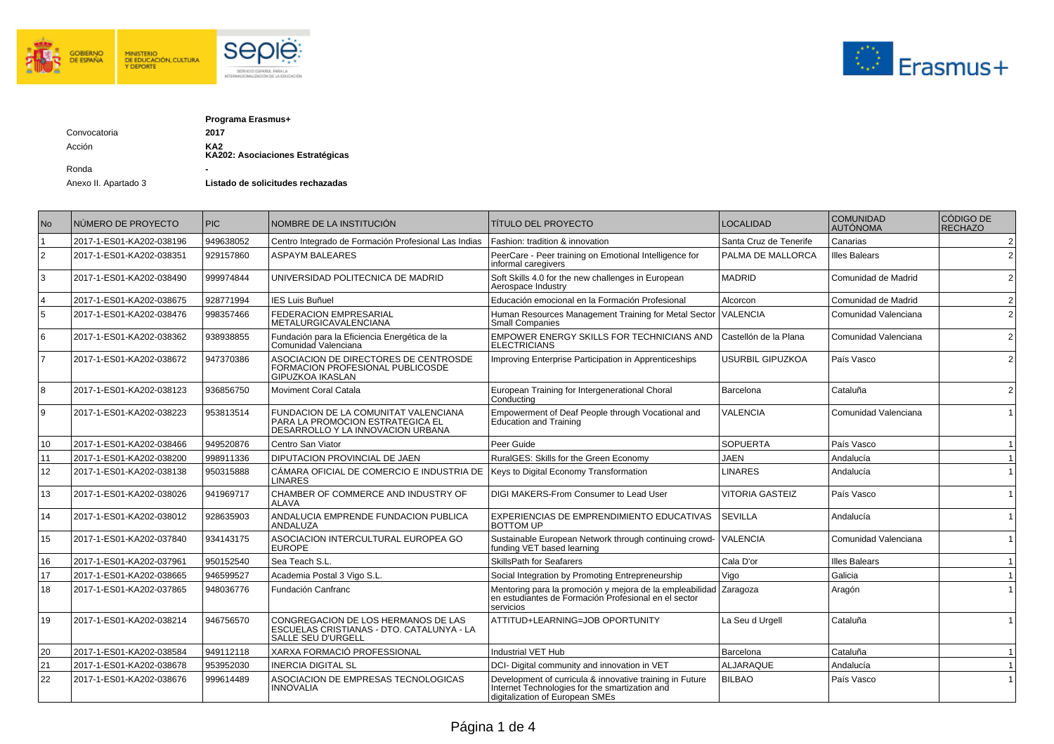**Programa Erasmus+**

| | |
|---|---|
| Convocatoria | **2017** |
| Acción | **KA2**<br>**KA202: Asociaciones Estratégicas** |
| Ronda | **-** |
| Anexo II. Apartado 3 | **Listado de solicitudes rechazadas** |

| No | NÚMERO DE PROYECTO | PIC | NOMBRE DE LA INSTITUCIÓN | TÍTULO DEL PROYECTO | LOCALIDAD | COMUNIDAD AUTÓNOMA | CÓDIGO DE RECHAZO |
|---|---|---|---|---|---|---|---|
| 1 | 2017-1-ES01-KA202-038196 | 949638052 | Centro Integrado de Formación Profesional Las Indias | Fashion: tradition & innovation | Santa Cruz de Tenerife | Canarias | 2 |
| 2 | 2017-1-ES01-KA202-038351 | 929157860 | ASPAYM BALEARES | PeerCare - Peer training on Emotional Intelligence for informal caregivers | PALMA DE MALLORCA | Illes Balears | 2 |
| 3 | 2017-1-ES01-KA202-038490 | 999974844 | UNIVERSIDAD POLITECNICA DE MADRID | Soft Skills 4.0 for the new challenges in European Aerospace Industry | MADRID | Comunidad de Madrid | 2 |
| 4 | 2017-1-ES01-KA202-038675 | 928771994 | IES Luis Buñuel | Educación emocional en la Formación Profesional | Alcorcon | Comunidad de Madrid | 2 |
| 5 | 2017-1-ES01-KA202-038476 | 998357466 | FEDERACION EMPRESARIAL METALURGICAVALENCIANA | Human Resources Management Training for Metal Sector Small Companies | VALENCIA | Comunidad Valenciana | 2 |
| 6 | 2017-1-ES01-KA202-038362 | 938938855 | Fundación para la Eficiencia Energética de la Comunidad Valenciana | EMPOWER ENERGY SKILLS FOR TECHNICIANS AND ELECTRICIANS | Castellón de la Plana | Comunidad Valenciana | 2 |
| 7 | 2017-1-ES01-KA202-038672 | 947370386 | ASOCIACION DE DIRECTORES DE CENTROSDE FORMACION PROFESIONAL PUBLICOSDE GIPUZKOA IKASLAN | Improving Enterprise Participation in Apprenticeships | USURBIL GIPUZKOA | País Vasco | 2 |
| 8 | 2017-1-ES01-KA202-038123 | 936856750 | Moviment Coral Catala | European Training for Intergenerational Choral Conducting | Barcelona | Cataluña | 2 |
| 9 | 2017-1-ES01-KA202-038223 | 953813514 | FUNDACION DE LA COMUNITAT VALENCIANA PARA LA PROMOCION ESTRATEGICA EL DESARROLLO Y LA INNOVACION URBANA | Empowerment of Deaf People through Vocational and Education and Training | VALENCIA | Comunidad Valenciana | 1 |
| 10 | 2017-1-ES01-KA202-038466 | 949520876 | Centro San Viator | Peer Guide | SOPUERTA | País Vasco | 1 |
| 11 | 2017-1-ES01-KA202-038200 | 998911336 | DIPUTACION PROVINCIAL DE JAEN | RuralGES: Skills for the Green Economy | JAEN | Andalucía | 1 |
| 12 | 2017-1-ES01-KA202-038138 | 950315888 | CÁMARA OFICIAL DE COMERCIO E INDUSTRIA DE LINARES | Keys to Digital Economy Transformation | LINARES | Andalucía | 1 |
| 13 | 2017-1-ES01-KA202-038026 | 941969717 | CHAMBER OF COMMERCE AND INDUSTRY OF ALAVA | DIGI MAKERS-From Consumer to Lead User | VITORIA GASTEIZ | País Vasco | 1 |
| 14 | 2017-1-ES01-KA202-038012 | 928635903 | ANDALUCIA EMPRENDE FUNDACION PUBLICA ANDALUZA | EXPERIENCIAS DE EMPRENDIMIENTO EDUCATIVAS BOTTOM UP | SEVILLA | Andalucía | 1 |
| 15 | 2017-1-ES01-KA202-037840 | 934143175 | ASOCIACION INTERCULTURAL EUROPEA GO EUROPE | Sustainable European Network through continuing crowd-funding VET based learning | VALENCIA | Comunidad Valenciana | 1 |
| 16 | 2017-1-ES01-KA202-037961 | 950152540 | Sea Teach S.L. | SkillsPath for Seafarers | Cala D'or | Illes Balears | 1 |
| 17 | 2017-1-ES01-KA202-038665 | 946599527 | Academia Postal 3 Vigo S.L. | Social Integration by Promoting Entrepreneurship | Vigo | Galicia | 1 |
| 18 | 2017-1-ES01-KA202-037865 | 948036776 | Fundación Canfranc | Mentoring para la promoción y mejora de la empleabilidad en estudiantes de Formación Profesional en el sector servicios | Zaragoza | Aragón | 1 |
| 19 | 2017-1-ES01-KA202-038214 | 946756570 | CONGREGACION DE LOS HERMANOS DE LAS ESCUELAS CRISTIANAS - DTO. CATALUNYA - LA SALLE SEU D'URGELL | ATTITUD+LEARNING=JOB OPORTUNITY | La Seu d Urgell | Cataluña | 1 |
| 20 | 2017-1-ES01-KA202-038584 | 949112118 | XARXA FORMACIÓ PROFESSIONAL | Industrial VET Hub | Barcelona | Cataluña | 1 |
| 21 | 2017-1-ES01-KA202-038678 | 953952030 | INERCIA DIGITAL SL | DCI- Digital community and innovation in VET | ALJARAQUE | Andalucía | 1 |
| 22 | 2017-1-ES01-KA202-038676 | 999614489 | ASOCIACION DE EMPRESAS TECNOLOGICAS INNOVALIA | Development of curricula & innovative training in Future Internet Technologies for the smartization and digitalization of European SMEs | BILBAO | País Vasco | 1 |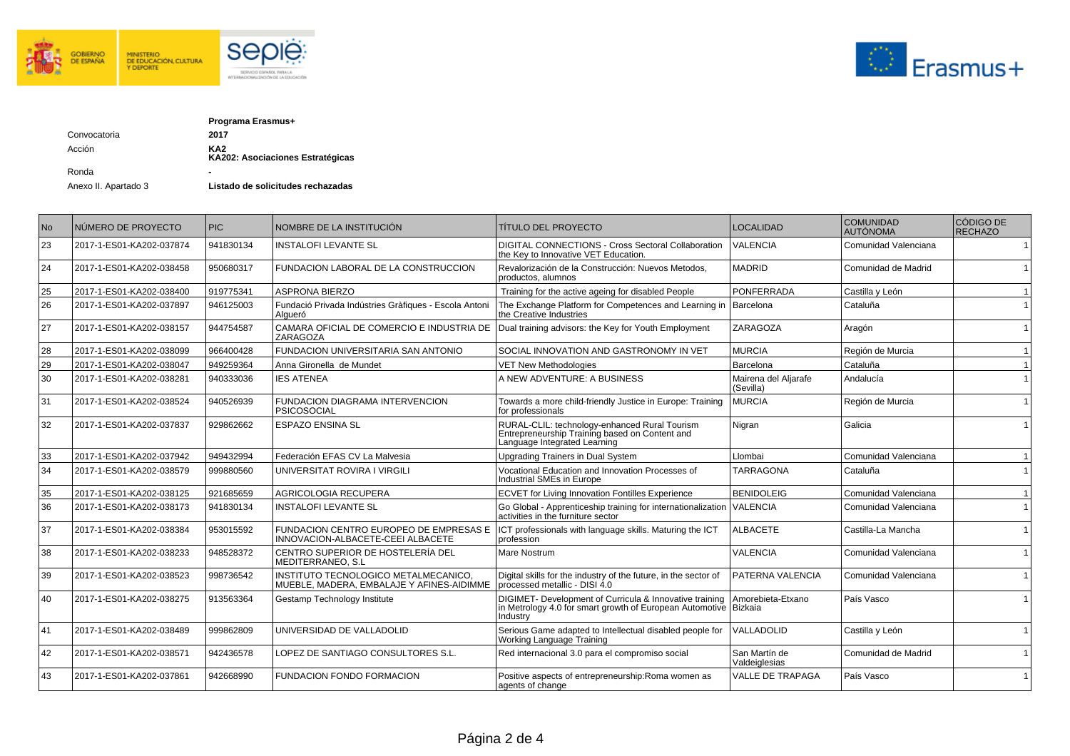**Programa Erasmus+**

| | |
|---|---|
| Convocatoria | **2017** |
| Acción | **KA2** **KA202: Asociaciones Estratégicas** |
| Ronda | **-** |
| Anexo II. Apartado 3 | **Listado de solicitudes rechazadas** |

| No | NÚMERO DE PROYECTO | PIC | NOMBRE DE LA INSTITUCIÓN | TÍTULO DEL PROYECTO | LOCALIDAD | COMUNIDAD AUTÓNOMA | CÓDIGO DE RECHAZO |
|---|---|---|---|---|---|---|---|
| 23 | 2017-1-ES01-KA202-037874 | 941830134 | INSTALOFI LEVANTE SL | DIGITAL CONNECTIONS - Cross Sectoral Collaboration the Key to Innovative VET Education. | VALENCIA | Comunidad Valenciana | 1 |
| 24 | 2017-1-ES01-KA202-038458 | 950680317 | FUNDACION LABORAL DE LA CONSTRUCCION | Revalorización de la Construcción: Nuevos Metodos, productos, alumnos | MADRID | Comunidad de Madrid | 1 |
| 25 | 2017-1-ES01-KA202-038400 | 919775341 | ASPRONA BIERZO | Training for the active ageing for disabled People | PONFERRADA | Castilla y León | 1 |
| 26 | 2017-1-ES01-KA202-037897 | 946125003 | Fundació Privada Indústries Gràfiques - Escola Antoni Algueró | The Exchange Platform for Competences and Learning in the Creative Industries | Barcelona | Cataluña | 1 |
| 27 | 2017-1-ES01-KA202-038157 | 944754587 | CAMARA OFICIAL DE COMERCIO E INDUSTRIA DE ZARAGOZA | Dual training advisors: the Key for Youth Employment | ZARAGOZA | Aragón | 1 |
| 28 | 2017-1-ES01-KA202-038099 | 966400428 | FUNDACION UNIVERSITARIA SAN ANTONIO | SOCIAL INNOVATION AND GASTRONOMY IN VET | MURCIA | Región de Murcia | 1 |
| 29 | 2017-1-ES01-KA202-038047 | 949259364 | Anna Gironella de Mundet | VET New Methodologies | Barcelona | Cataluña | 1 |
| 30 | 2017-1-ES01-KA202-038281 | 940333036 | IES ATENEA | A NEW ADVENTURE: A BUSINESS | Mairena del Aljarafe (Sevilla) | Andalucía | 1 |
| 31 | 2017-1-ES01-KA202-038524 | 940526939 | FUNDACION DIAGRAMA INTERVENCION PSICOSOCIAL | Towards a more child-friendly Justice in Europe: Training for professionals | MURCIA | Región de Murcia | 1 |
| 32 | 2017-1-ES01-KA202-037837 | 929862662 | ESPAZO ENSINA SL | RURAL-CLIL: technology-enhanced Rural Tourism Entrepreneurship Training based on Content and Language Integrated Learning | Nigran | Galicia | 1 |
| 33 | 2017-1-ES01-KA202-037942 | 949432994 | Federación EFAS CV La Malvesia | Upgrading Trainers in Dual System | Llombai | Comunidad Valenciana | 1 |
| 34 | 2017-1-ES01-KA202-038579 | 999880560 | UNIVERSITAT ROVIRA I VIRGILI | Vocational Education and Innovation Processes of Industrial SMEs in Europe | TARRAGONA | Cataluña | 1 |
| 35 | 2017-1-ES01-KA202-038125 | 921685659 | AGRICOLOGIA RECUPERA | ECVET for Living Innovation Fontilles Experience | BENIDOLEIG | Comunidad Valenciana | 1 |
| 36 | 2017-1-ES01-KA202-038173 | 941830134 | INSTALOFI LEVANTE SL | Go Global - Apprenticeship training for internationalization activities in the furniture sector | VALENCIA | Comunidad Valenciana | 1 |
| 37 | 2017-1-ES01-KA202-038384 | 953015592 | FUNDACION CENTRO EUROPEO DE EMPRESAS E INNOVACION-ALBACETE-CEEI ALBACETE | ICT professionals with language skills. Maturing the ICT profession | ALBACETE | Castilla-La Mancha | 1 |
| 38 | 2017-1-ES01-KA202-038233 | 948528372 | CENTRO SUPERIOR DE HOSTELERÍA DEL MEDITERRANEO, S.L | Mare Nostrum | VALENCIA | Comunidad Valenciana | 1 |
| 39 | 2017-1-ES01-KA202-038523 | 998736542 | INSTITUTO TECNOLOGICO METALMECANICO, MUEBLE, MADERA, EMBALAJE Y AFINES-AIDIMME | Digital skills for the industry of the future, in the sector of processed metallic - DISI 4.0 | PATERNA VALENCIA | Comunidad Valenciana | 1 |
| 40 | 2017-1-ES01-KA202-038275 | 913563364 | Gestamp Technology Institute | DIGIMET- Development of Curricula & Innovative training in Metrology 4.0 for smart growth of European Automotive Industry | Amorebieta-Etxano Bizkaia | País Vasco | 1 |
| 41 | 2017-1-ES01-KA202-038489 | 999862809 | UNIVERSIDAD DE VALLADOLID | Serious Game adapted to Intellectual disabled people for Working Language Training | VALLADOLID | Castilla y León | 1 |
| 42 | 2017-1-ES01-KA202-038571 | 942436578 | LOPEZ DE SANTIAGO CONSULTORES S.L. | Red internacional 3.0 para el compromiso social | San Martín de Valdeiglesias | Comunidad de Madrid | 1 |
| 43 | 2017-1-ES01-KA202-037861 | 942668990 | FUNDACION FONDO FORMACION | Positive aspects of entrepreneurship:Roma women as agents of change | VALLE DE TRAPAGA | País Vasco | 1 |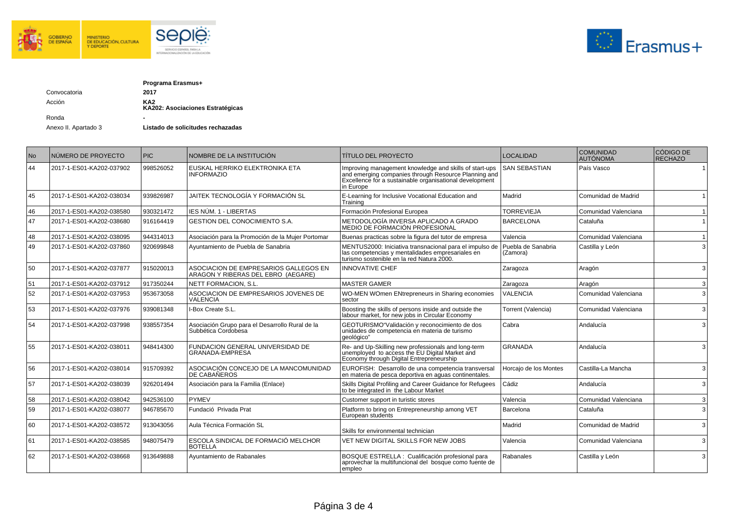| | |
|---|---|
| | **Programa Erasmus+** |
| Convocatoria | **2017** |
| Acción | **KA2**<br>**KA202: Asociaciones Estratégicas** |
| Ronda | **-** |
| Anexo II. Apartado 3 | **Listado de solicitudes rechazadas** |

| No | NÚMERO DE PROYECTO | PIC | NOMBRE DE LA INSTITUCIÓN | TÍTULO DEL PROYECTO | LOCALIDAD | COMUNIDAD AUTÓNOMA | CÓDIGO DE RECHAZO |
|---|---|---|---|---|---|---|---|
| 44 | 2017-1-ES01-KA202-037902 | 998526052 | EUSKAL HERRIKO ELEKTRONIKA ETA INFORMAZIO | Improving management knowledge and skills of start-ups and emerging companies through Resource Planning and Excellence for a sustainable organisational development in Europe | SAN SEBASTIAN | País Vasco | 1 |
| 45 | 2017-1-ES01-KA202-038034 | 939826987 | JAITEK TECNOLOGÍA Y FORMACIÓN SL | E-Learning for Inclusive Vocational Education and Training | Madrid | Comunidad de Madrid | 1 |
| 46 | 2017-1-ES01-KA202-038580 | 930321472 | IES NÚM. 1 - LIBERTAS | Formación Profesional Europea | TORREVIEJA | Comunidad Valenciana | 1 |
| 47 | 2017-1-ES01-KA202-038680 | 916164419 | GESTION DEL CONOCIMIENTO S.A. | METODOLOGÍA INVERSA APLICADO A GRADO MEDIO DE FORMACIÓN PROFESIONAL | BARCELONA | Cataluña | 1 |
| 48 | 2017-1-ES01-KA202-038095 | 944314013 | Asociación para la Promoción de la Mujer Portomar | Buenas practicas sobre la figura del tutor de empresa | Valencia | Comunidad Valenciana | 1 |
| 49 | 2017-1-ES01-KA202-037860 | 920699848 | Ayuntamiento de Puebla de Sanabria | MENTUS2000: Iniciativa transnacional para el impulso de las competencias y mentalidades empresariales en turismo sostenible en la red Natura 2000. | Puebla de Sanabria (Zamora) | Castilla y León | 3 |
| 50 | 2017-1-ES01-KA202-037877 | 915020013 | ASOCIACION DE EMPRESARIOS GALLEGOS EN ARAGON Y RIBERAS DEL EBRO (AEGARE) | INNOVATIVE CHEF | Zaragoza | Aragón | 3 |
| 51 | 2017-1-ES01-KA202-037912 | 917350244 | NETT FORMACION, S.L. | MASTER GAMER | Zaragoza | Aragón | 3 |
| 52 | 2017-1-ES01-KA202-037953 | 953673058 | ASOCIACION DE EMPRESARIOS JOVENES DE VALENCIA | WO-MEN WOmen ENtrepreneurs in Sharing economies sector | VALENCIA | Comunidad Valenciana | 3 |
| 53 | 2017-1-ES01-KA202-037976 | 939081348 | I-Box Create S.L. | Boosting the skills of persons inside and outside the labour market, for new jobs in Circular Economy | Torrent (Valencia) | Comunidad Valenciana | 3 |
| 54 | 2017-1-ES01-KA202-037998 | 938557354 | Asociación Grupo para el Desarrollo Rural de la Subbética Cordobesa | GEOTURISMO"Validación y reconocimiento de dos unidades de competencia en materia de turismo geológico" | Cabra | Andalucía | 3 |
| 55 | 2017-1-ES01-KA202-038011 | 948414300 | FUNDACION GENERAL UNIVERSIDAD DE GRANADA-EMPRESA | Re- and Up-Skilling new professionals and long-term unemployed to access the EU Digital Market and Economy through Digital Entrepreneurship | GRANADA | Andalucía | 3 |
| 56 | 2017-1-ES01-KA202-038014 | 915709392 | ASOCIACIÓN CONCEJO DE LA MANCOMUNIDAD DE CABAÑEROS | EUROFISH: Desarrollo de una competencia transversal en materia de pesca deportiva en aguas continentales. | Horcajo de los Montes | Castilla-La Mancha | 3 |
| 57 | 2017-1-ES01-KA202-038039 | 926201494 | Asociación para la Familia (Enlace) | Skills Digital Profiling and Career Guidance for Refugees to be integrated in the Labour Market | Cádiz | Andalucía | 3 |
| 58 | 2017-1-ES01-KA202-038042 | 942536100 | PYMEV | Customer support in turistic stores | Valencia | Comunidad Valenciana | 3 |
| 59 | 2017-1-ES01-KA202-038077 | 946785670 | Fundació Privada Prat | Platform to bring on Entrepreneurship among VET European students | Barcelona | Cataluña | 3 |
| 60 | 2017-1-ES01-KA202-038572 | 913043056 | Aula Técnica Formación SL | Skills for environmental technician | Madrid | Comunidad de Madrid | 3 |
| 61 | 2017-1-ES01-KA202-038585 | 948075479 | ESCOLA SINDICAL DE FORMACIÓ MELCHOR BOTELLA | VET NEW DIGITAL SKILLS FOR NEW JOBS | Valencia | Comunidad Valenciana | 3 |
| 62 | 2017-1-ES01-KA202-038668 | 913649888 | Ayuntamiento de Rabanales | BOSQUE ESTRELLA : Cualificación profesional para aprovechar la multifuncional del bosque como fuente de empleo | Rabanales | Castilla y León | 3 |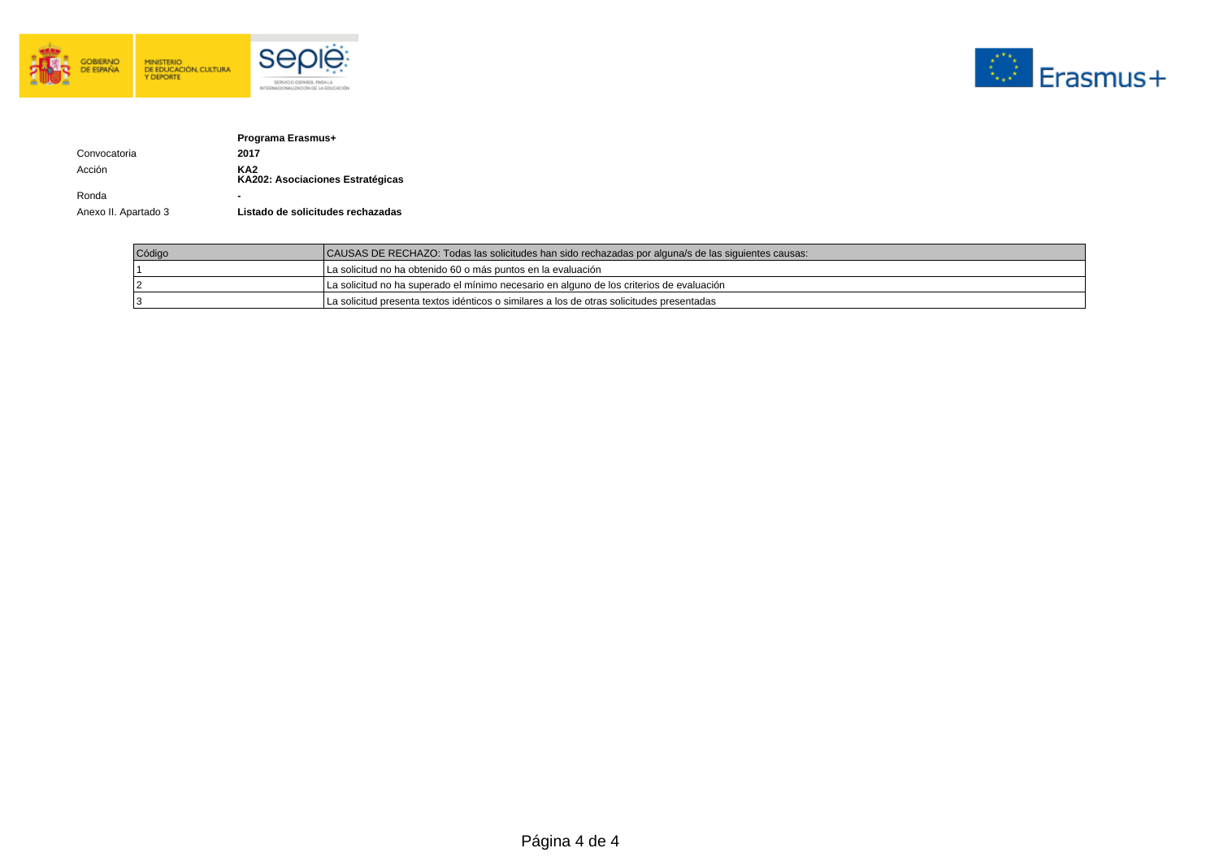**Programa Erasmus+**

| | |
|---|---|
| Convocatoria | **2017** |
| Acción | **KA2**<br>**KA202: Asociaciones Estratégicas** |
| Ronda | **-** |
| Anexo II. Apartado 3 | **Listado de solicitudes rechazadas** |

| Código | CAUSAS DE RECHAZO: Todas las solicitudes han sido rechazadas por alguna/s de las siguientes causas: |
|---|---|
| 1 | La solicitud no ha obtenido 60 o más puntos en la evaluación |
| 2 | La solicitud no ha superado el mínimo necesario en alguno de los criterios de evaluación |
| 3 | La solicitud presenta textos idénticos o similares a los de otras solicitudes presentadas |